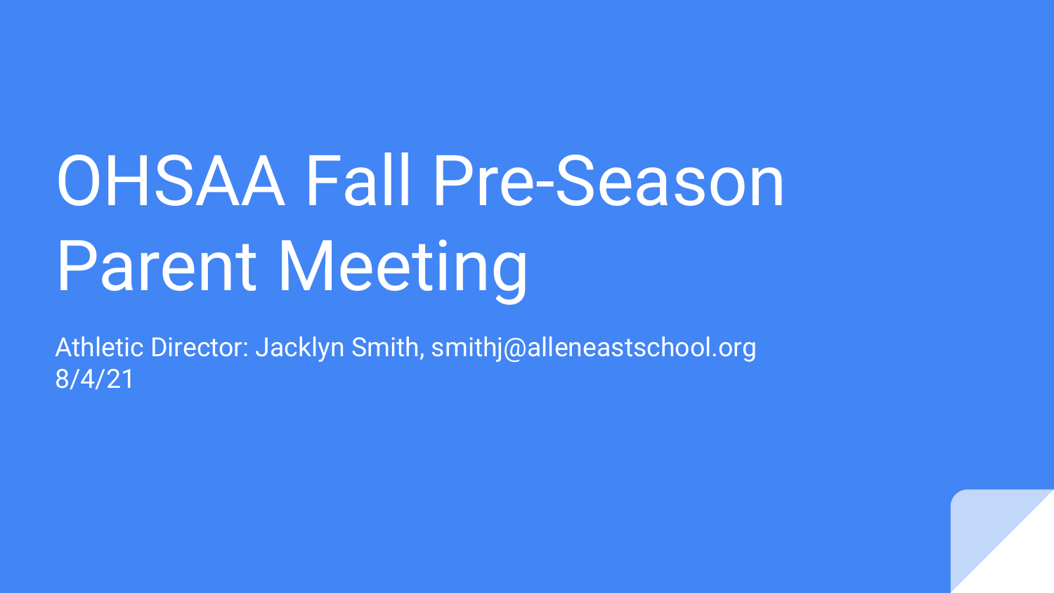# OHSAA Fall Pre-Season Parent Meeting

Athletic Director: Jacklyn Smith, smithj@alleneastschool.org
8/4/21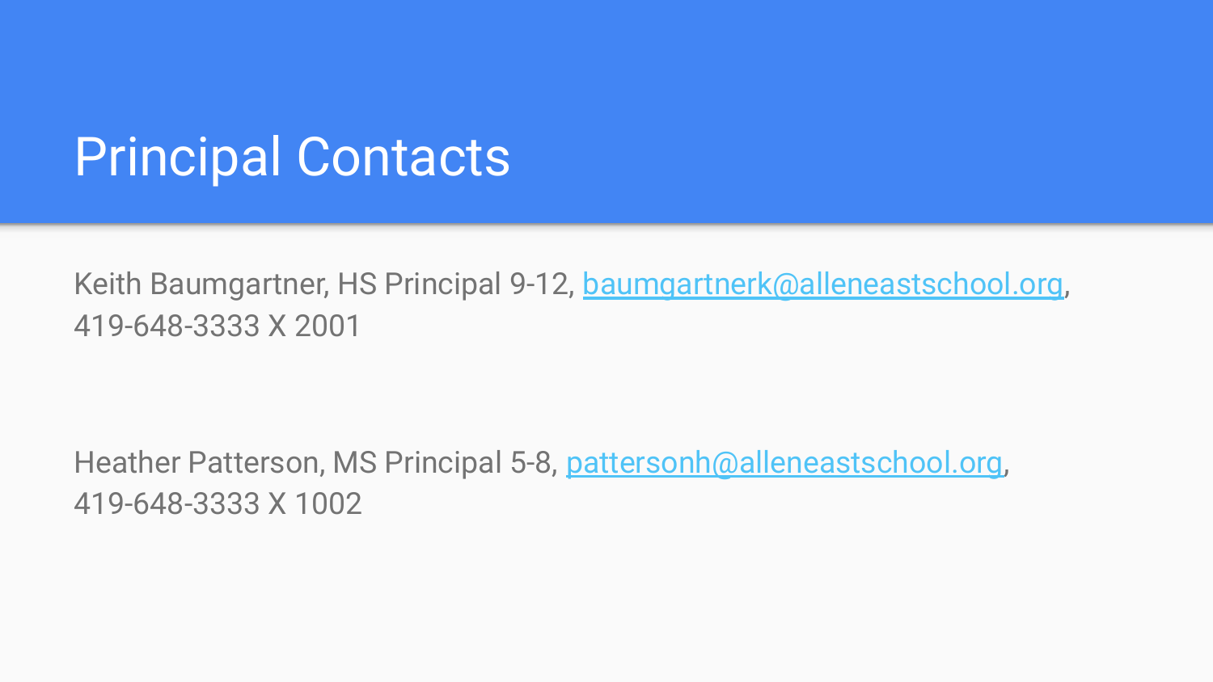# Principal Contacts

Keith Baumgartner, HS Principal 9-12, baumgartnerk@alleneastschool.org, 419-648-3333 X 2001

Heather Patterson, MS Principal 5-8, pattersonh@alleneastschool.org, 419-648-3333 X 1002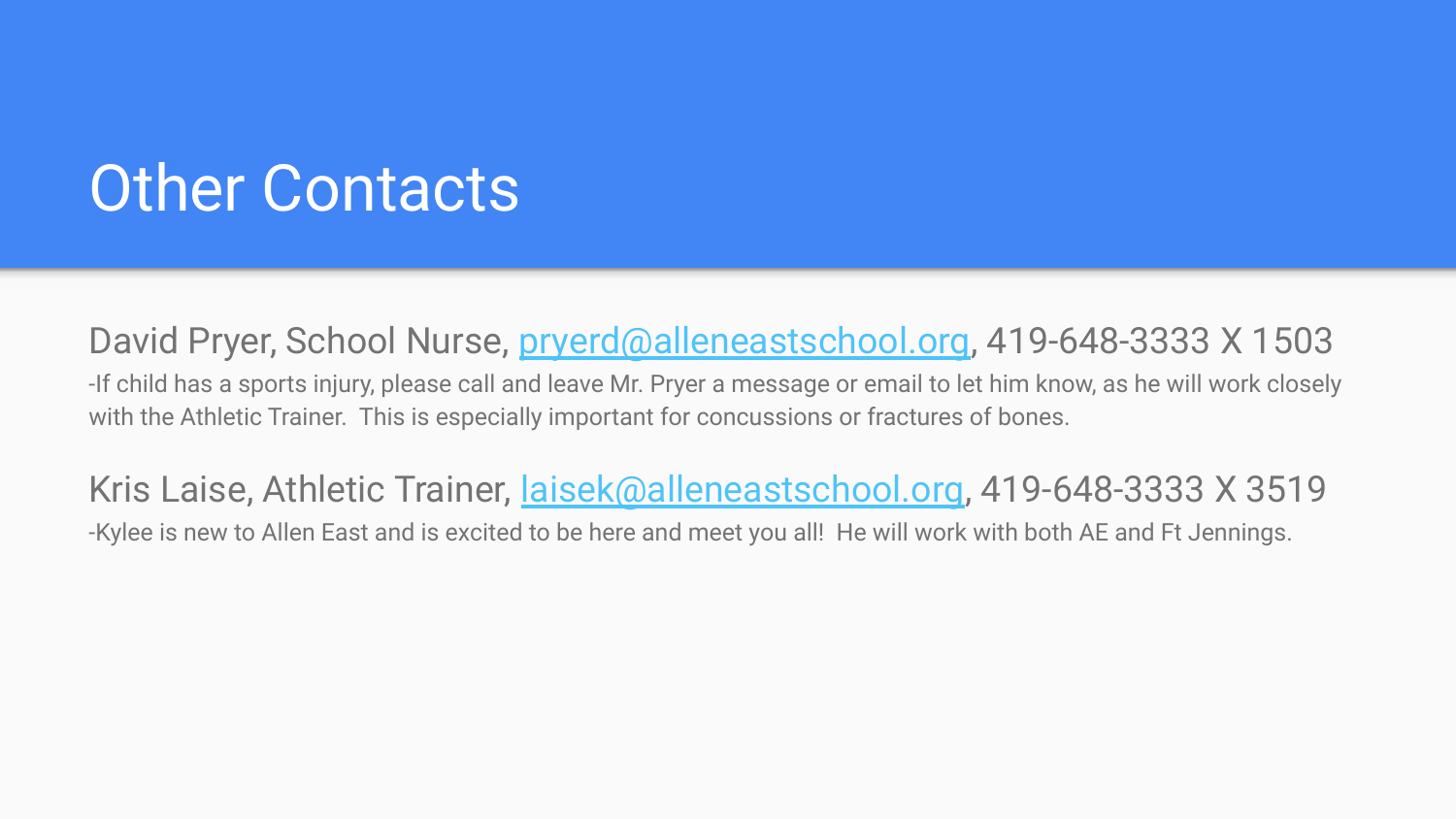# Other Contacts

David Pryer, School Nurse, pryerd@alleneastschool.org, 419-648-3333 X 1503

-If child has a sports injury, please call and leave Mr. Pryer a message or email to let him know, as he will work closely with the Athletic Trainer. This is especially important for concussions or fractures of bones.

Kris Laise, Athletic Trainer, laisek@alleneastschool.org, 419-648-3333 X 3519

-Kylee is new to Allen East and is excited to be here and meet you all! He will work with both AE and Ft Jennings.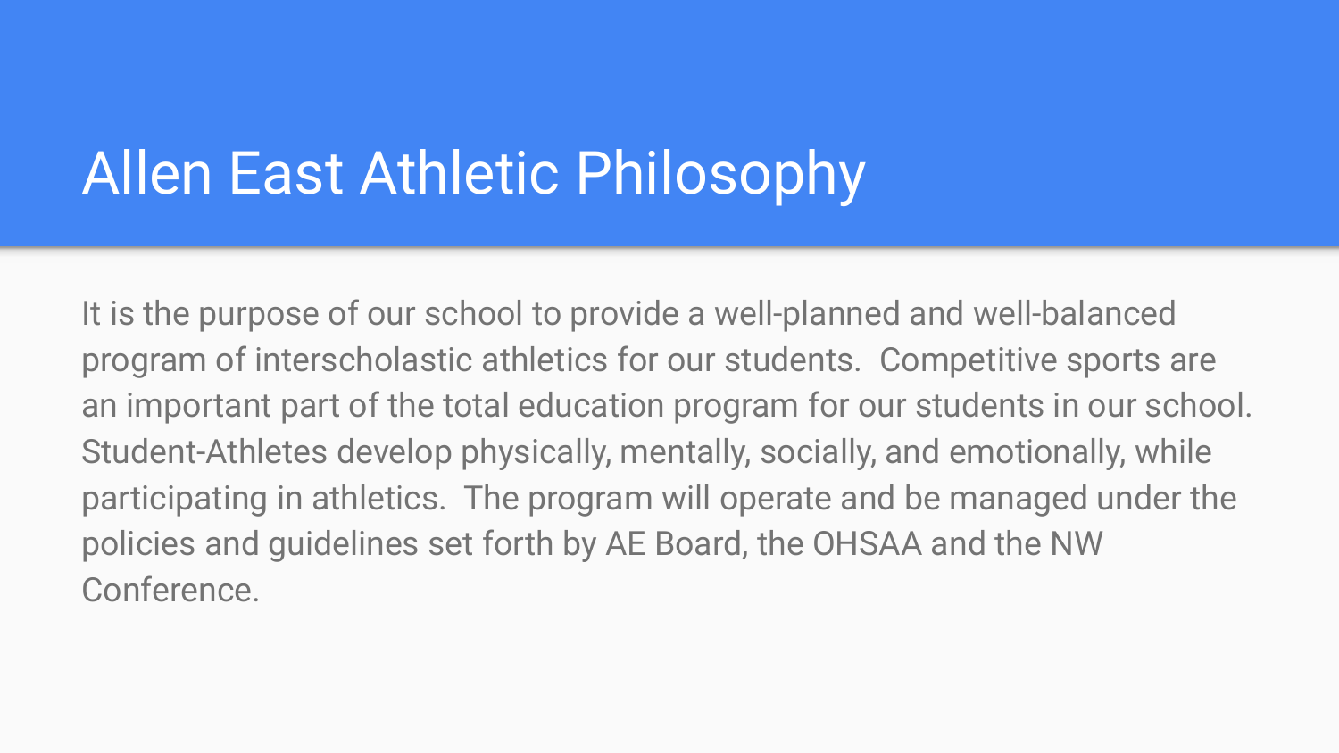# Allen East Athletic Philosophy

It is the purpose of our school to provide a well-planned and well-balanced program of interscholastic athletics for our students. Competitive sports are an important part of the total education program for our students in our school. Student-Athletes develop physically, mentally, socially, and emotionally, while participating in athletics. The program will operate and be managed under the policies and guidelines set forth by AE Board, the OHSAA and the NW Conference.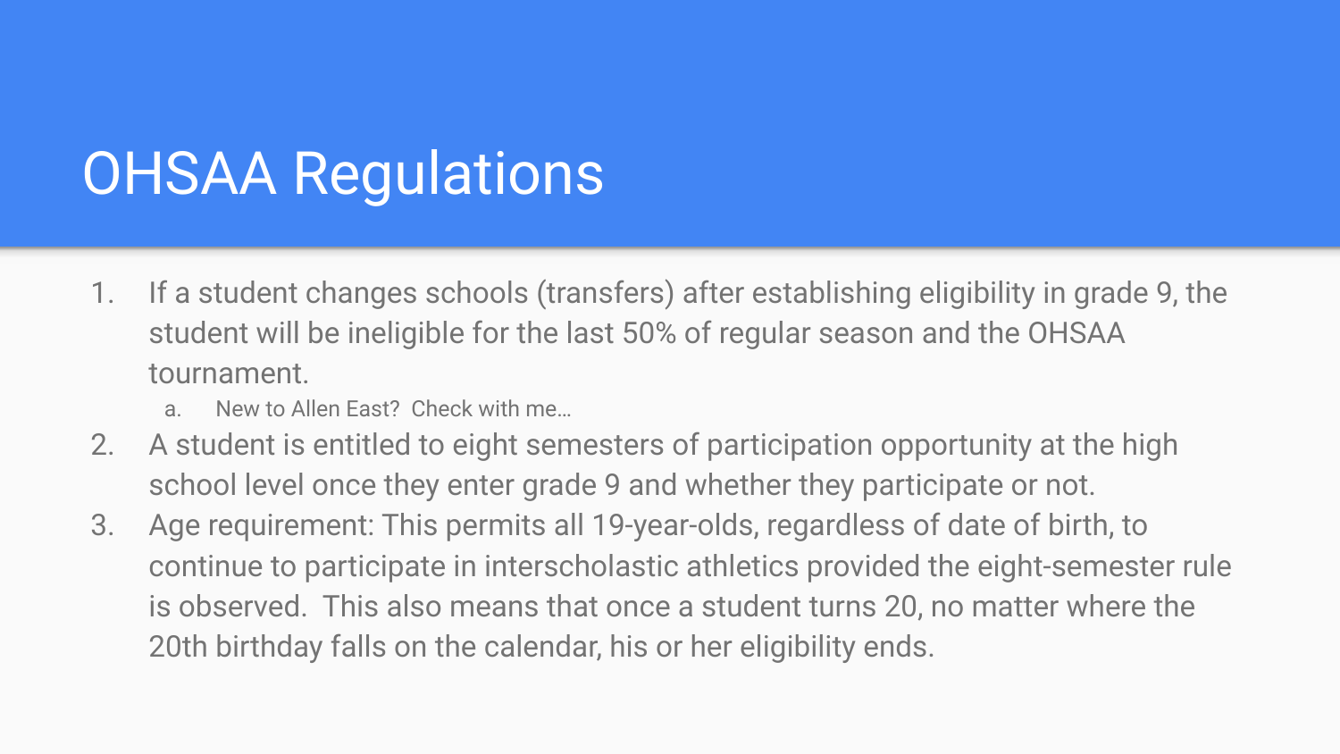# OHSAA Regulations

1. If a student changes schools (transfers) after establishing eligibility in grade 9, the student will be ineligible for the last 50% of regular season and the OHSAA tournament.
   a. New to Allen East? Check with me…
2. A student is entitled to eight semesters of participation opportunity at the high school level once they enter grade 9 and whether they participate or not.
3. Age requirement: This permits all 19-year-olds, regardless of date of birth, to continue to participate in interscholastic athletics provided the eight-semester rule is observed. This also means that once a student turns 20, no matter where the 20th birthday falls on the calendar, his or her eligibility ends.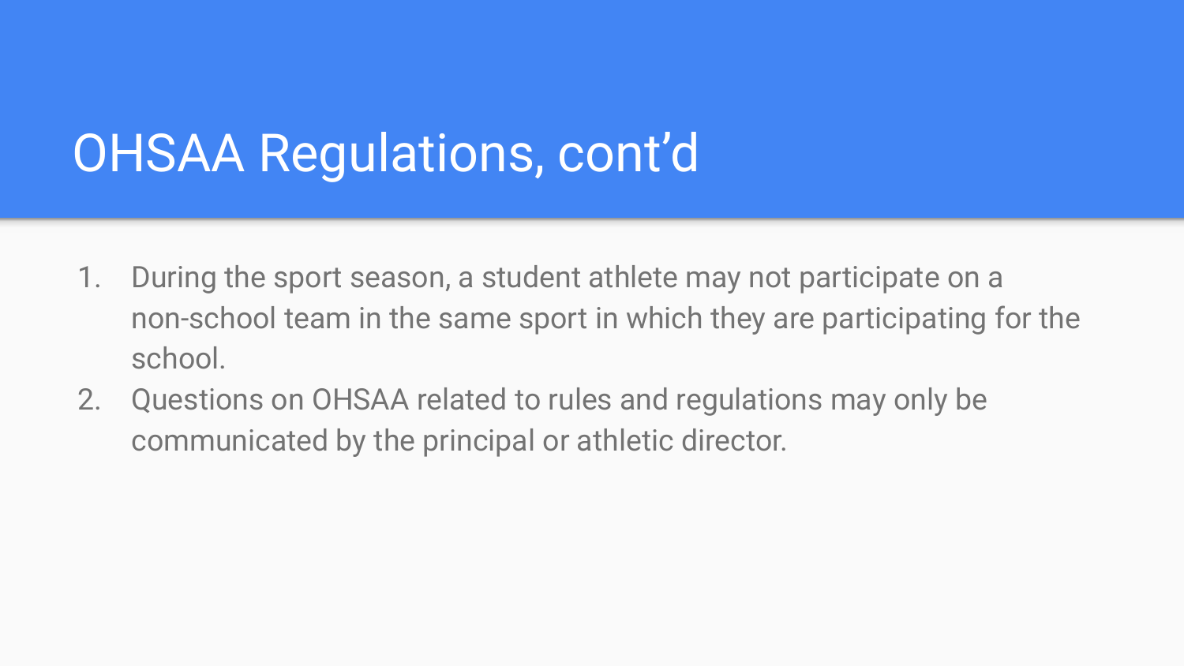# OHSAA Regulations, cont'd

1. During the sport season, a student athlete may not participate on a non-school team in the same sport in which they are participating for the school.
2. Questions on OHSAA related to rules and regulations may only be communicated by the principal or athletic director.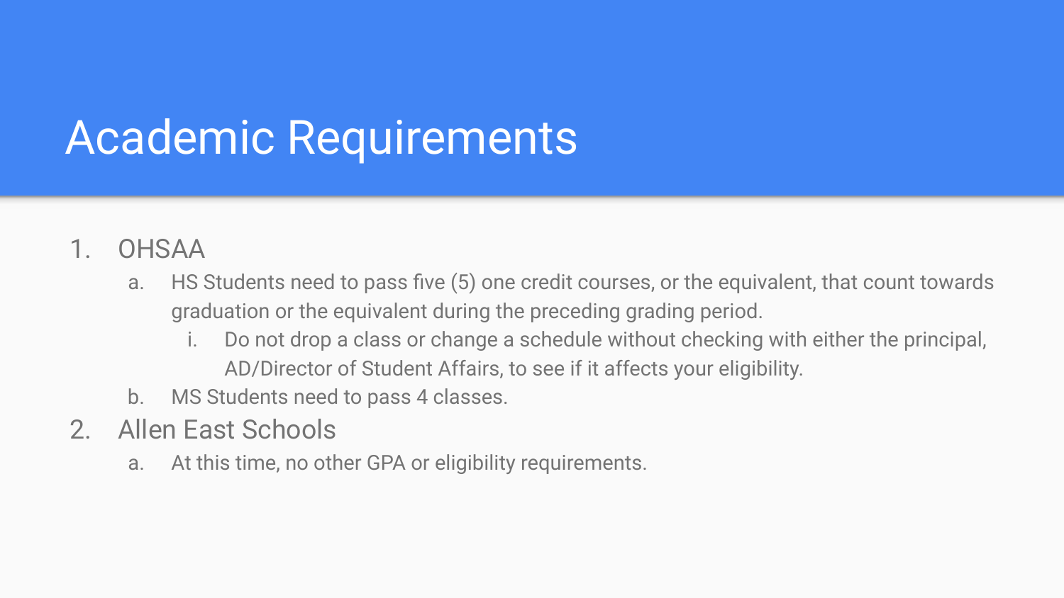# Academic Requirements

1. OHSAA
   a. HS Students need to pass five (5) one credit courses, or the equivalent, that count towards graduation or the equivalent during the preceding grading period.
      i. Do not drop a class or change a schedule without checking with either the principal, AD/Director of Student Affairs, to see if it affects your eligibility.
   b. MS Students need to pass 4 classes.
2. Allen East Schools
   a. At this time, no other GPA or eligibility requirements.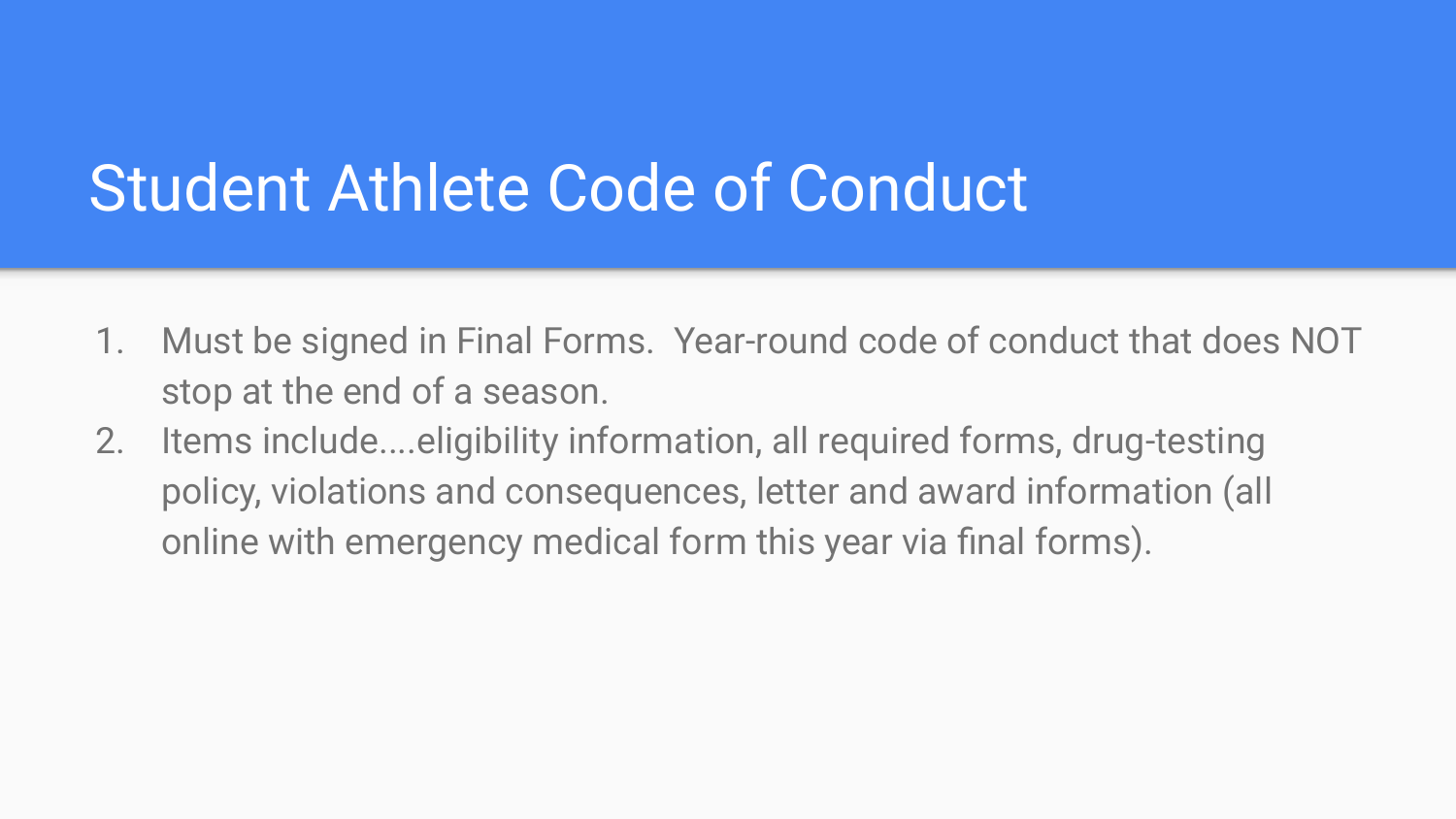# Student Athlete Code of Conduct

1. Must be signed in Final Forms.  Year-round code of conduct that does NOT stop at the end of a season.
2. Items include....eligibility information, all required forms, drug-testing policy, violations and consequences, letter and award information (all online with emergency medical form this year via final forms).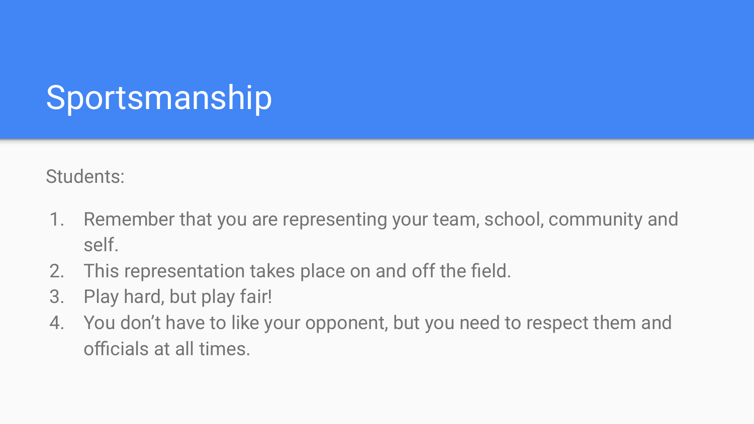# Sportsmanship

Students:

1. Remember that you are representing your team, school, community and self.
2. This representation takes place on and off the field.
3. Play hard, but play fair!
4. You don't have to like your opponent, but you need to respect them and officials at all times.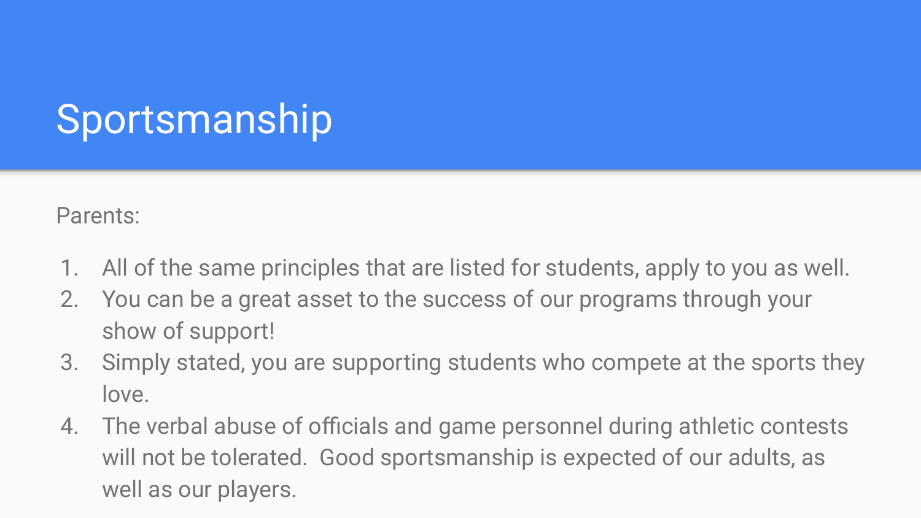# Sportsmanship

Parents:

1. All of the same principles that are listed for students, apply to you as well.
2. You can be a great asset to the success of our programs through your show of support!
3. Simply stated, you are supporting students who compete at the sports they love.
4. The verbal abuse of officials and game personnel during athletic contests will not be tolerated.  Good sportsmanship is expected of our adults, as well as our players.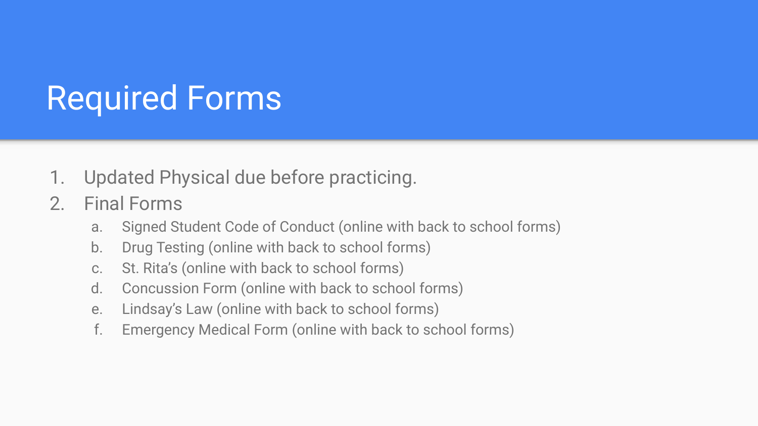# Required Forms

1. Updated Physical due before practicing.
2. Final Forms
   a. Signed Student Code of Conduct (online with back to school forms)
   b. Drug Testing (online with back to school forms)
   c. St. Rita's (online with back to school forms)
   d. Concussion Form (online with back to school forms)
   e. Lindsay's Law (online with back to school forms)
   f. Emergency Medical Form (online with back to school forms)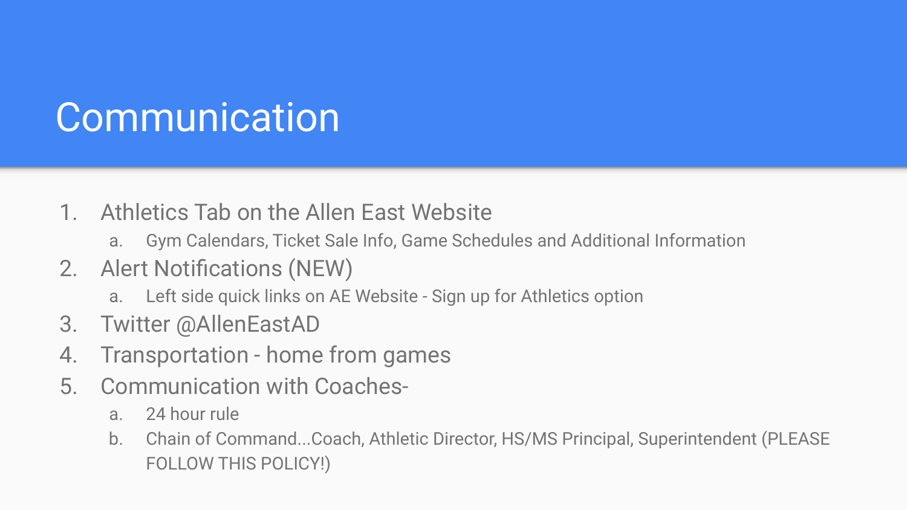# Communication

1. Athletics Tab on the Allen East Website
   a. Gym Calendars, Ticket Sale Info, Game Schedules and Additional Information
2. Alert Notifications (NEW)
   a. Left side quick links on AE Website - Sign up for Athletics option
3. Twitter @AllenEastAD
4. Transportation - home from games
5. Communication with Coaches-
   a. 24 hour rule
   b. Chain of Command...Coach, Athletic Director, HS/MS Principal, Superintendent (PLEASE FOLLOW THIS POLICY!)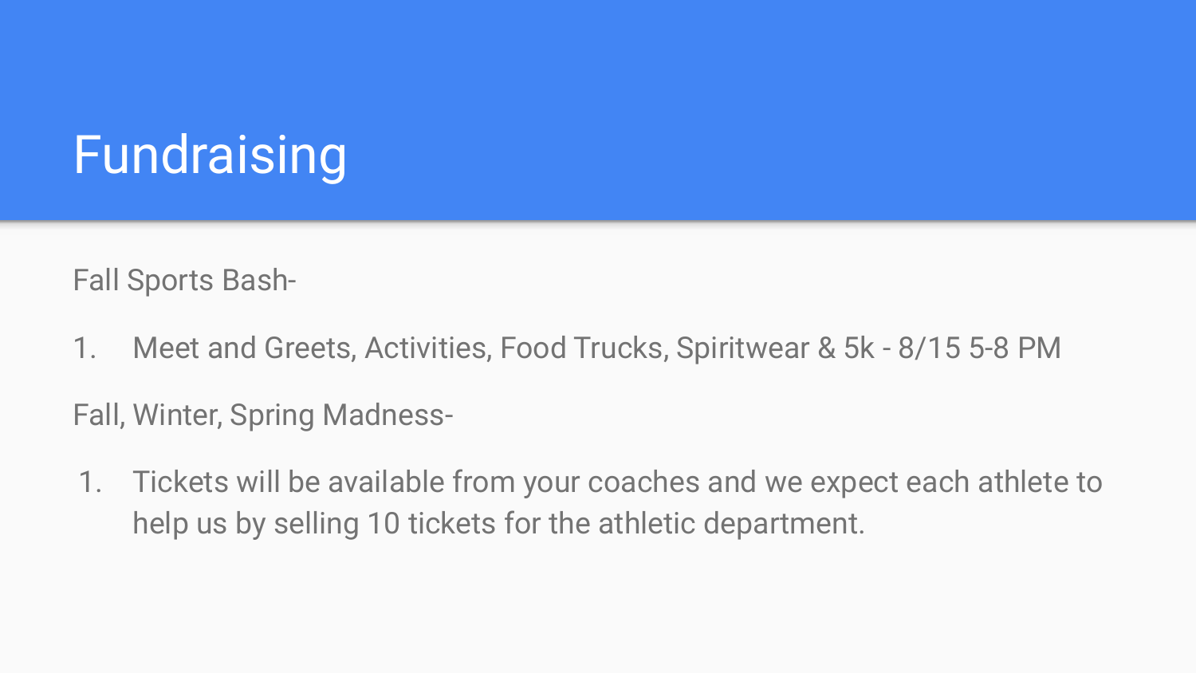# Fundraising

Fall Sports Bash-

1. Meet and Greets, Activities, Food Trucks, Spiritwear & 5k - 8/15 5-8 PM

Fall, Winter, Spring Madness-

1. Tickets will be available from your coaches and we expect each athlete to help us by selling 10 tickets for the athletic department.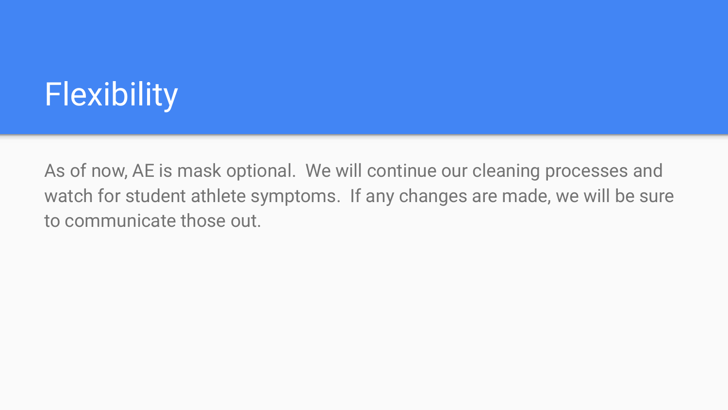# Flexibility

As of now, AE is mask optional.  We will continue our cleaning processes and watch for student athlete symptoms.  If any changes are made, we will be sure to communicate those out.